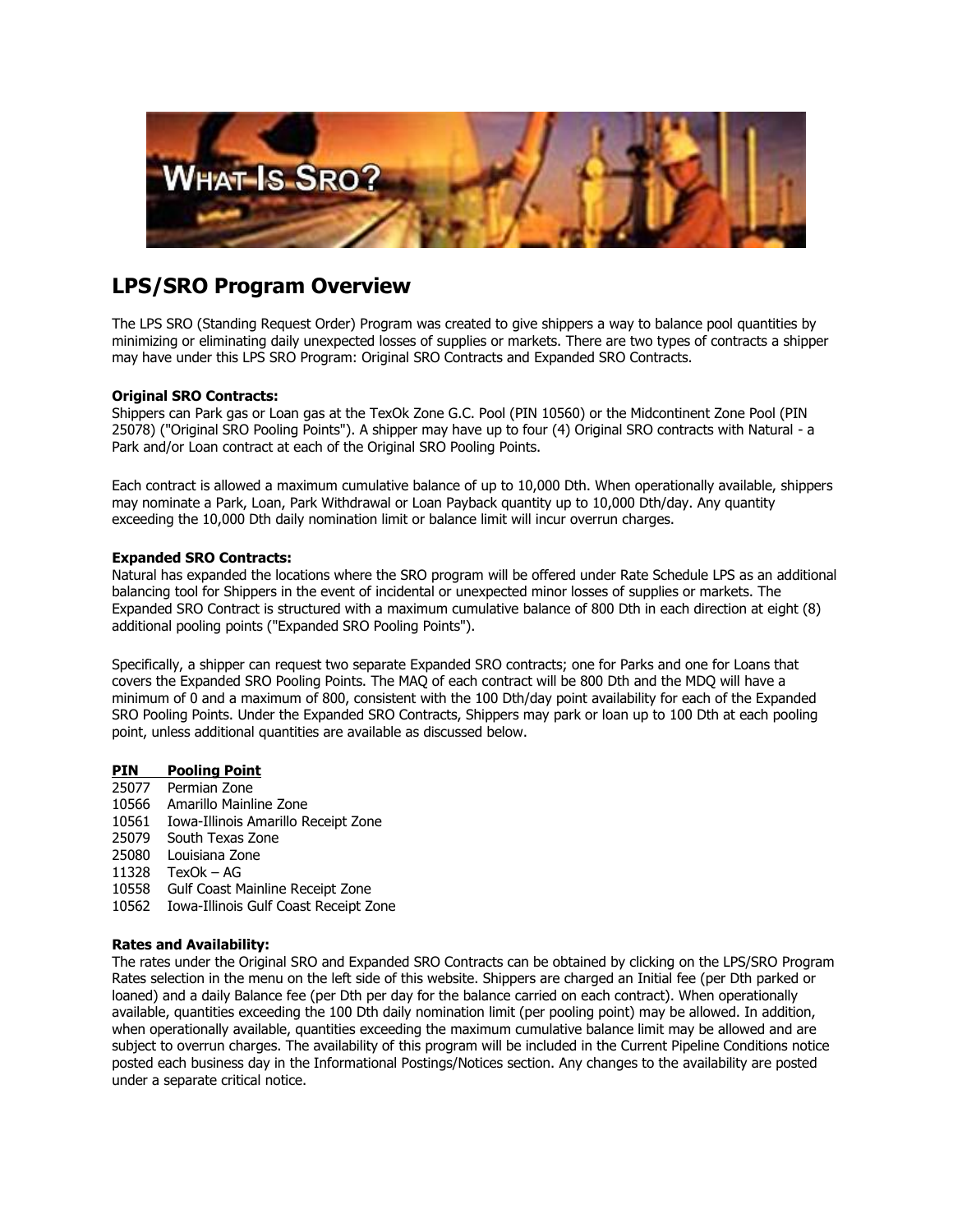## LPS/SRO Program Overview

The LPS SRO (Standing Request Order) Program was created to give shippers a way to balance pool quantities by minimizing or eliminating daily unexpected losses of supplies or markets. There are two types of contracts a shipper may have under this LPS SRO Program: Original SRO Contracts and Expanded SRO Contracts.

**Original SRO Contracts:**
Shippers can Park gas or Loan gas at the TexOk Zone G.C. Pool (PIN 10560) or the Midcontinent Zone Pool (PIN 25078) ("Original SRO Pooling Points"). A shipper may have up to four (4) Original SRO contracts with Natural - a Park and/or Loan contract at each of the Original SRO Pooling Points.

Each contract is allowed a maximum cumulative balance of up to 10,000 Dth. When operationally available, shippers may nominate a Park, Loan, Park Withdrawal or Loan Payback quantity up to 10,000 Dth/day. Any quantity exceeding the 10,000 Dth daily nomination limit or balance limit will incur overrun charges.

**Expanded SRO Contracts:**
Natural has expanded the locations where the SRO program will be offered under Rate Schedule LPS as an additional balancing tool for Shippers in the event of incidental or unexpected minor losses of supplies or markets. The Expanded SRO Contract is structured with a maximum cumulative balance of 800 Dth in each direction at eight (8) additional pooling points ("Expanded SRO Pooling Points").

Specifically, a shipper can request two separate Expanded SRO contracts; one for Parks and one for Loans that covers the Expanded SRO Pooling Points. The MAQ of each contract will be 800 Dth and the MDQ will have a minimum of 0 and a maximum of 800, consistent with the 100 Dth/day point availability for each of the Expanded SRO Pooling Points. Under the Expanded SRO Contracts, Shippers may park or loan up to 100 Dth at each pooling point, unless additional quantities are available as discussed below.

| PIN | Pooling Point |
|---|---|
| 25077 | Permian Zone |
| 10566 | Amarillo Mainline Zone |
| 10561 | Iowa-Illinois Amarillo Receipt Zone |
| 25079 | South Texas Zone |
| 25080 | Louisiana Zone |
| 11328 | TexOk – AG |
| 10558 | Gulf Coast Mainline Receipt Zone |
| 10562 | Iowa-Illinois Gulf Coast Receipt Zone |

**Rates and Availability:**
The rates under the Original SRO and Expanded SRO Contracts can be obtained by clicking on the LPS/SRO Program Rates selection in the menu on the left side of this website. Shippers are charged an Initial fee (per Dth parked or loaned) and a daily Balance fee (per Dth per day for the balance carried on each contract). When operationally available, quantities exceeding the 100 Dth daily nomination limit (per pooling point) may be allowed. In addition, when operationally available, quantities exceeding the maximum cumulative balance limit may be allowed and are subject to overrun charges. The availability of this program will be included in the Current Pipeline Conditions notice posted each business day in the Informational Postings/Notices section. Any changes to the availability are posted under a separate critical notice.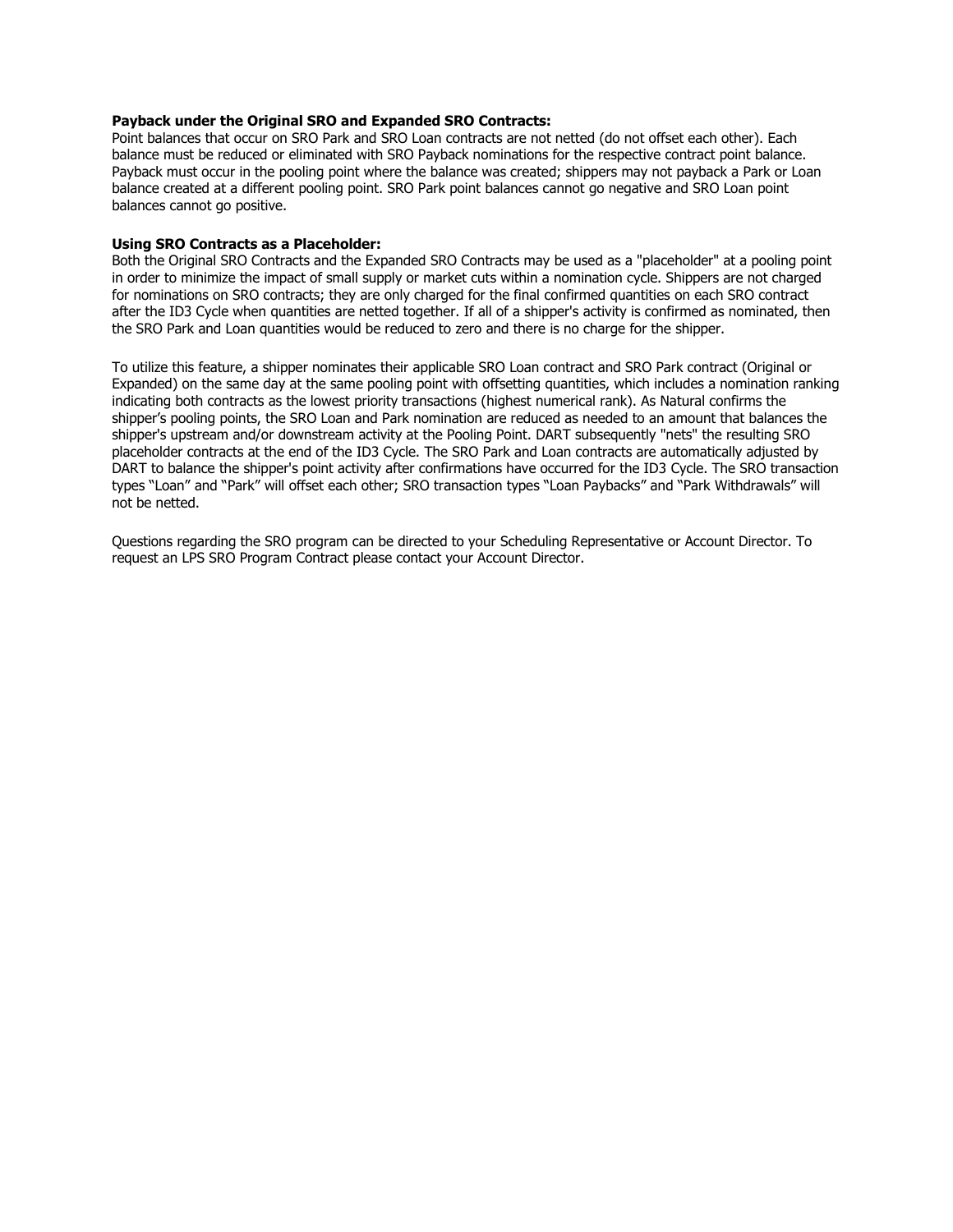**Payback under the Original SRO and Expanded SRO Contracts:**
Point balances that occur on SRO Park and SRO Loan contracts are not netted (do not offset each other). Each balance must be reduced or eliminated with SRO Payback nominations for the respective contract point balance. Payback must occur in the pooling point where the balance was created; shippers may not payback a Park or Loan balance created at a different pooling point. SRO Park point balances cannot go negative and SRO Loan point balances cannot go positive.

**Using SRO Contracts as a Placeholder:**
Both the Original SRO Contracts and the Expanded SRO Contracts may be used as a "placeholder" at a pooling point in order to minimize the impact of small supply or market cuts within a nomination cycle. Shippers are not charged for nominations on SRO contracts; they are only charged for the final confirmed quantities on each SRO contract after the ID3 Cycle when quantities are netted together. If all of a shipper's activity is confirmed as nominated, then the SRO Park and Loan quantities would be reduced to zero and there is no charge for the shipper.

To utilize this feature, a shipper nominates their applicable SRO Loan contract and SRO Park contract (Original or Expanded) on the same day at the same pooling point with offsetting quantities, which includes a nomination ranking indicating both contracts as the lowest priority transactions (highest numerical rank). As Natural confirms the shipper's pooling points, the SRO Loan and Park nomination are reduced as needed to an amount that balances the shipper's upstream and/or downstream activity at the Pooling Point. DART subsequently "nets" the resulting SRO placeholder contracts at the end of the ID3 Cycle. The SRO Park and Loan contracts are automatically adjusted by DART to balance the shipper's point activity after confirmations have occurred for the ID3 Cycle. The SRO transaction types "Loan" and "Park" will offset each other; SRO transaction types "Loan Paybacks" and "Park Withdrawals" will not be netted.

Questions regarding the SRO program can be directed to your Scheduling Representative or Account Director. To request an LPS SRO Program Contract please contact your Account Director.